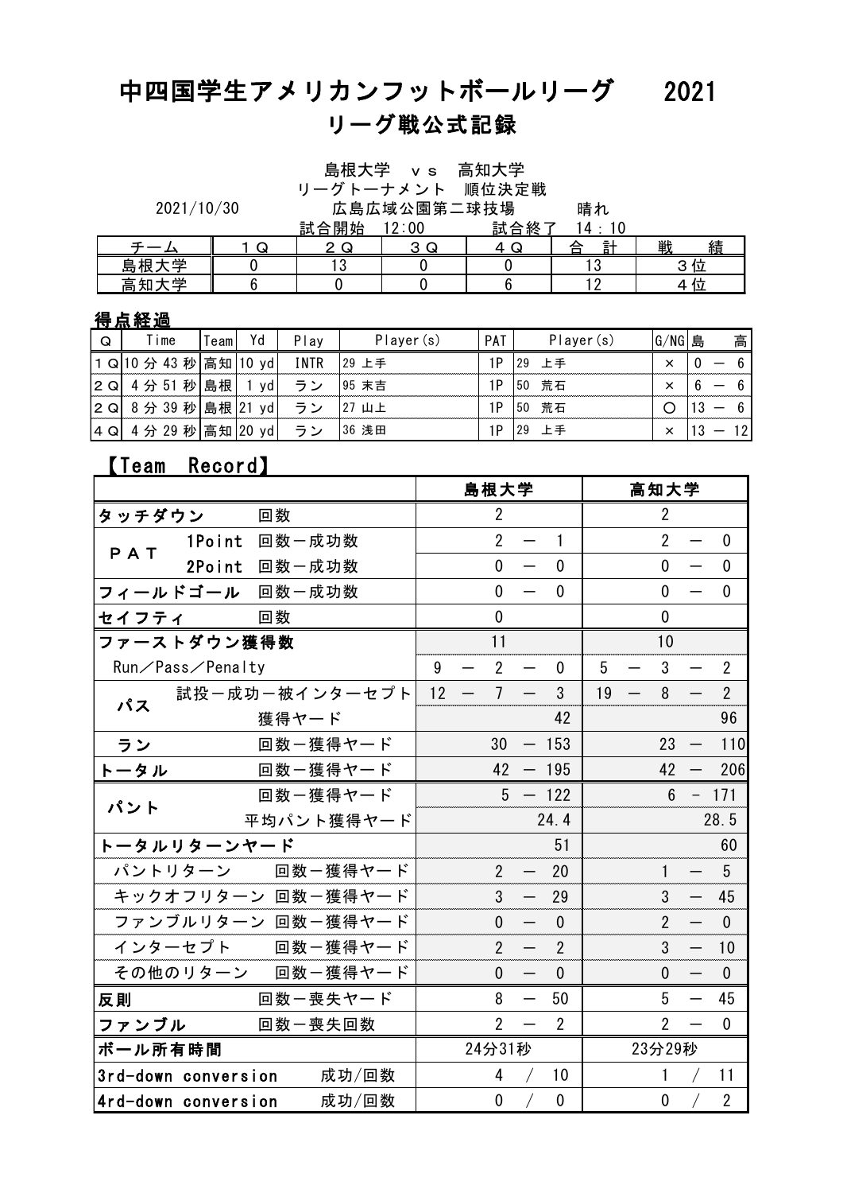# 中四国学生アメリカンフットボールリーグ　2021
## リーグ戦公式記録

島根大学　ｖｓ　高知大学
リーグトーナメント　順位決定戦

2021/10/30　広島広域公園第二球技場　晴れ

試合開始　12:00　試合終了　14：10

| チーム | １Ｑ | ２Ｑ | ３Ｑ | ４Ｑ | 合　計 | 戦　績 |
|---|---|---|---|---|---|---|
| 島根大学 | 0 | 13 | 0 | 0 | 13 | ３位 |
| 高知大学 | 6 | 0 | 0 | 6 | 12 | ４位 |

### 得点経過

| Q | Time | Team | Yd | Play | Player(s) | PAT | Player(s) | G/NG | 島 | 高 |
|---|---|---|---|---|---|---|---|---|---|---|
| 1 Q | 10 分 43 秒 | 高知 | 10 yd | INTR | 29 上手 | 1P | 29　上手 | × | 0 | 6 |
| 2 Q | 4 分 51 秒 | 島根 | 1 yd | ラン | 95 末吉 | 1P | 50　荒石 | × | 6 | 6 |
| 2 Q | 8 分 39 秒 | 島根 | 21 yd | ラン | 27 山上 | 1P | 50　荒石 | ○ | 13 | 6 |
| 4 Q | 4 分 29 秒 | 高知 | 20 yd | ラン | 36 浅田 | 1P | 29　上手 | × | 13 | 12 |

### 【Team　Record】

| | | 島根大学 | 高知大学 |
|---|---|---|---|
| タッチダウン | 回数 | 2 | 2 |
| ＰＡＴ　1Point | 回数－成功数 | 2 － 1 | 2 － 0 |
| ＰＡＴ　2Point | 回数－成功数 | 0 － 0 | 0 － 0 |
| フィールドゴール | 回数－成功数 | 0 － 0 | 0 － 0 |
| セイフティ | 回数 | 0 | 0 |
| ファーストダウン獲得数 | | 11 | 10 |
| Run／Pass／Penalty | | 9 － 2 － 0 | 5 － 3 － 2 |
| パス | 試投－成功－被インターセプト | 12 － 7 － 3 | 19 － 8 － 2 |
| パス | 獲得ヤード | 42 | 96 |
| ラン | 回数－獲得ヤード | 30 － 153 | 23 － 110 |
| トータル | 回数－獲得ヤード | 42 － 195 | 42 － 206 |
| パント | 回数－獲得ヤード | 5 － 122 | 6 - 171 |
| パント | 平均パント獲得ヤード | 24.4 | 28.5 |
| トータルリターンヤード | | 51 | 60 |
| パントリターン | 回数－獲得ヤード | 2 － 20 | 1 － 5 |
| キックオフリターン | 回数－獲得ヤード | 3 － 29 | 3 － 45 |
| ファンブルリターン | 回数－獲得ヤード | 0 － 0 | 2 － 0 |
| インターセプト | 回数－獲得ヤード | 2 － 2 | 3 － 10 |
| その他のリターン | 回数－獲得ヤード | 0 － 0 | 0 － 0 |
| 反則 | 回数－喪失ヤード | 8 － 50 | 5 － 45 |
| ファンブル | 回数－喪失回数 | 2 － 2 | 2 － 0 |
| ボール所有時間 | | 24分31秒 | 23分29秒 |
| 3rd-down conversion | 成功/回数 | 4 / 10 | 1 / 11 |
| 4rd-down conversion | 成功/回数 | 0 / 0 | 0 / 2 |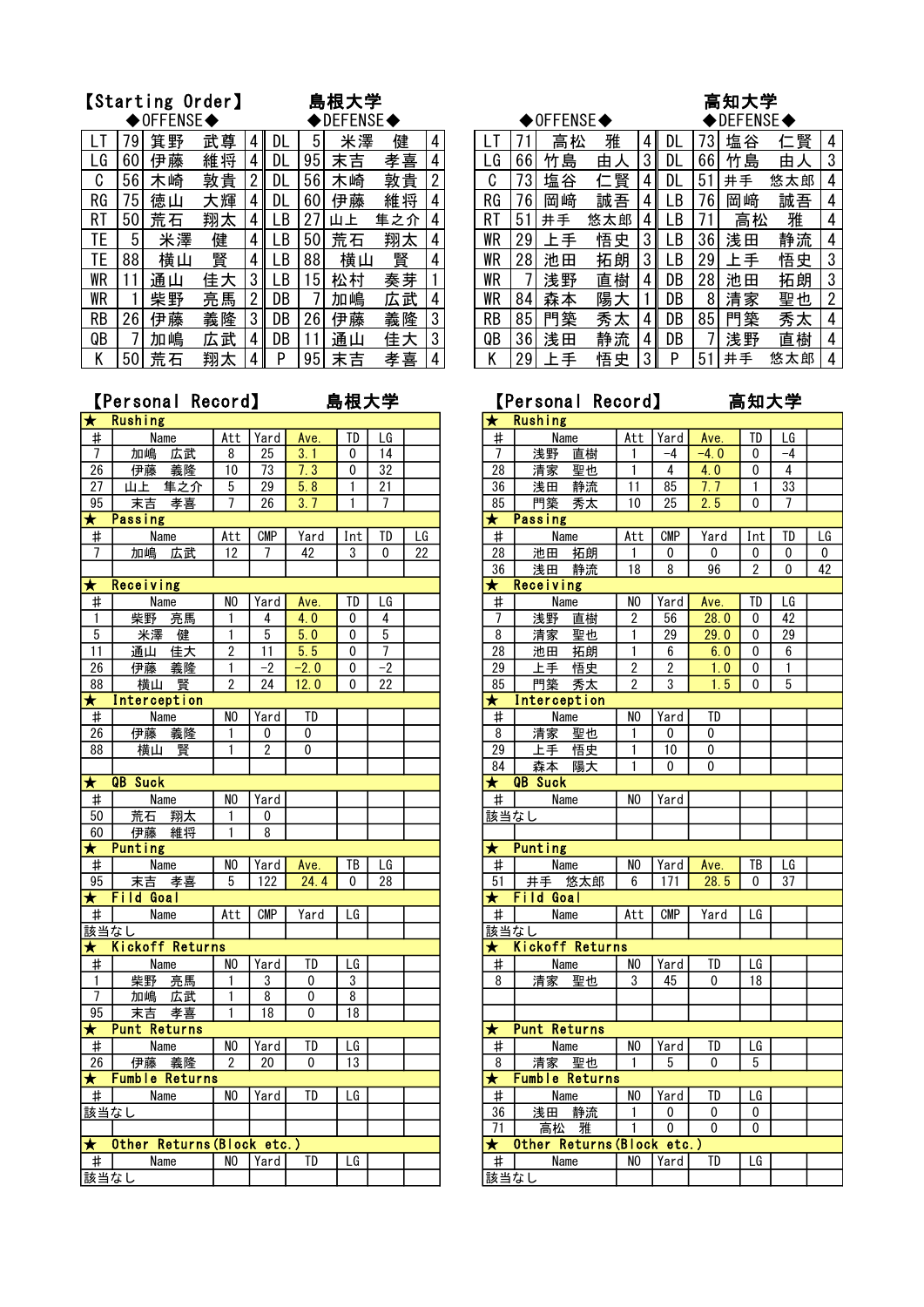## 【Starting Order】

### 島根大学

| ◆OFFENSE◆ | | | | ◆DEFENSE◆ | | | |
|---|---|---|---|---|---|---|---|
| LT | 79 | 箕野　武尊 | 4 | DL | 5 | 米澤　健 | 4 |
| LG | 60 | 伊藤　維将 | 4 | DL | 95 | 末吉　孝喜 | 4 |
| C | 56 | 木崎　敦貴 | 2 | DL | 56 | 木崎　敦貴 | 2 |
| RG | 75 | 徳山　大輝 | 4 | DL | 60 | 伊藤　維将 | 4 |
| RT | 50 | 荒石　翔太 | 4 | LB | 27 | 山上　隼之介 | 4 |
| TE | 5 | 米澤　健 | 4 | LB | 50 | 荒石　翔太 | 4 |
| TE | 88 | 横山　賢 | 4 | LB | 88 | 横山　賢 | 4 |
| WR | 11 | 通山　佳大 | 3 | LB | 15 | 松村　奏芽 | 1 |
| WR | 1 | 柴野　亮馬 | 2 | DB | 7 | 加嶋　広武 | 4 |
| RB | 26 | 伊藤　義隆 | 3 | DB | 26 | 伊藤　義隆 | 3 |
| QB | 7 | 加嶋　広武 | 4 | DB | 11 | 通山　佳大 | 3 |
| K | 50 | 荒石　翔太 | 4 | P | 95 | 末吉　孝喜 | 4 |

### 高知大学

| ◆OFFENSE◆ | | | | ◆DEFENSE◆ | | | |
|---|---|---|---|---|---|---|---|
| LT | 71 | 高松　雅 | 4 | DL | 73 | 塩谷　仁賢 | 4 |
| LG | 66 | 竹島　由人 | 3 | DL | 66 | 竹島　由人 | 3 |
| C | 73 | 塩谷　仁賢 | 4 | DL | 51 | 井手　悠太郎 | 4 |
| RG | 76 | 岡崎　誠吾 | 4 | LB | 76 | 岡崎　誠吾 | 4 |
| RT | 51 | 井手　悠太郎 | 4 | LB | 71 | 高松　雅 | 4 |
| WR | 29 | 上手　悟史 | 3 | LB | 36 | 浅田　静流 | 4 |
| WR | 28 | 池田　拓朗 | 3 | LB | 29 | 上手　悟史 | 3 |
| WR | 7 | 浅野　直樹 | 4 | DB | 28 | 池田　拓朗 | 3 |
| WR | 84 | 森本　陽大 | 1 | DB | 8 | 清家　聖也 | 2 |
| RB | 85 | 門築　秀太 | 4 | DB | 85 | 門築　秀太 | 4 |
| QB | 36 | 浅田　静流 | 4 | DB | 7 | 浅野　直樹 | 4 |
| K | 29 | 上手　悟史 | 3 | P | 51 | 井手　悠太郎 | 4 |

## 【Personal Record】　島根大学

**★ Rushing**

| # | Name | Att | Yard | Ave. | TD | LG |
|---|---|---|---|---|---|---|
| 7 | 加嶋　広武 | 8 | 25 | 3.1 | 0 | 14 |
| 26 | 伊藤　義隆 | 10 | 73 | 7.3 | 0 | 32 |
| 27 | 山上　隼之介 | 5 | 29 | 5.8 | 1 | 21 |
| 95 | 末吉　孝喜 | 7 | 26 | 3.7 | 1 | 7 |

**★ Passing**

| # | Name | Att | CMP | Yard | Int | TD | LG |
|---|---|---|---|---|---|---|---|
| 7 | 加嶋　広武 | 12 | 7 | 42 | 3 | 0 | 22 |

**★ Receiving**

| # | Name | NO | Yard | Ave. | TD | LG |
|---|---|---|---|---|---|---|
| 1 | 柴野　亮馬 | 1 | 4 | 4.0 | 0 | 4 |
| 5 | 米澤　健 | 1 | 5 | 5.0 | 0 | 5 |
| 11 | 通山　佳大 | 2 | 11 | 5.5 | 0 | 7 |
| 26 | 伊藤　義隆 | 1 | -2 | -2.0 | 0 | -2 |
| 88 | 横山　賢 | 2 | 24 | 12.0 | 0 | 22 |

**★ Interception**

| # | Name | NO | Yard | TD |
|---|---|---|---|---|
| 26 | 伊藤　義隆 | 1 | 0 | 0 |
| 88 | 横山　賢 | 1 | 2 | 0 |

**★ QB Suck**

| # | Name | NO | Yard |
|---|---|---|---|
| 50 | 荒石　翔太 | 1 | 0 |
| 60 | 伊藤　維将 | 1 | 8 |

**★ Punting**

| # | Name | NO | Yard | Ave. | TB | LG |
|---|---|---|---|---|---|---|
| 95 | 末吉　孝喜 | 5 | 122 | 24.4 | 0 | 28 |

**★ Fild Goal**

| # | Name | Att | CMP | Yard | LG |
|---|---|---|---|---|---|
| 該当なし | | | | | |

**★ Kickoff Returns**

| # | Name | NO | Yard | TD | LG |
|---|---|---|---|---|---|
| 1 | 柴野　亮馬 | 1 | 3 | 0 | 3 |
| 7 | 加嶋　広武 | 1 | 8 | 0 | 8 |
| 95 | 末吉　孝喜 | 1 | 18 | 0 | 18 |

**★ Punt Returns**

| # | Name | NO | Yard | TD | LG |
|---|---|---|---|---|---|
| 26 | 伊藤　義隆 | 2 | 20 | 0 | 13 |

**★ Fumble Returns**

| # | Name | NO | Yard | TD | LG |
|---|---|---|---|---|---|
| 該当なし | | | | | |

**★ Other Returns(Block etc.)**

| # | Name | NO | Yard | TD | LG |
|---|---|---|---|---|---|
| 該当なし | | | | | |

## 【Personal Record】　高知大学

**★ Rushing**

| # | Name | Att | Yard | Ave. | TD | LG |
|---|---|---|---|---|---|---|
| 7 | 浅野　直樹 | 1 | -4 | -4.0 | 0 | -4 |
| 28 | 清家　聖也 | 1 | 4 | 4.0 | 0 | 4 |
| 36 | 浅田　静流 | 11 | 85 | 7.7 | 1 | 33 |
| 85 | 門築　秀太 | 10 | 25 | 2.5 | 0 | 7 |

**★ Passing**

| # | Name | Att | CMP | Yard | Int | TD | LG |
|---|---|---|---|---|---|---|---|
| 28 | 池田　拓朗 | 1 | 0 | 0 | 0 | 0 | 0 |
| 36 | 浅田　静流 | 18 | 8 | 96 | 2 | 0 | 42 |

**★ Receiving**

| # | Name | NO | Yard | Ave. | TD | LG |
|---|---|---|---|---|---|---|
| 7 | 浅野　直樹 | 2 | 56 | 28.0 | 0 | 42 |
| 8 | 清家　聖也 | 1 | 29 | 29.0 | 0 | 29 |
| 28 | 池田　拓朗 | 1 | 6 | 6.0 | 0 | 6 |
| 29 | 上手　悟史 | 2 | 2 | 1.0 | 0 | 1 |
| 85 | 門築　秀太 | 2 | 3 | 1.5 | 0 | 5 |

**★ Interception**

| # | Name | NO | Yard | TD |
|---|---|---|---|---|
| 8 | 清家　聖也 | 1 | 0 | 0 |
| 29 | 上手　悟史 | 1 | 10 | 0 |
| 84 | 森本　陽大 | 1 | 0 | 0 |

**★ QB Suck**

| # | Name | NO | Yard |
|---|---|---|---|
| 該当なし | | | |

**★ Punting**

| # | Name | NO | Yard | Ave. | TB | LG |
|---|---|---|---|---|---|---|
| 51 | 井手　悠太郎 | 6 | 171 | 28.5 | 0 | 37 |

**★ Fild Goal**

| # | Name | Att | CMP | Yard | LG |
|---|---|---|---|---|---|
| 該当なし | | | | | |

**★ Kickoff Returns**

| # | Name | NO | Yard | TD | LG |
|---|---|---|---|---|---|
| 8 | 清家　聖也 | 3 | 45 | 0 | 18 |

**★ Punt Returns**

| # | Name | NO | Yard | TD | LG |
|---|---|---|---|---|---|
| 8 | 清家　聖也 | 1 | 5 | 0 | 5 |

**★ Fumble Returns**

| # | Name | NO | Yard | TD | LG |
|---|---|---|---|---|---|
| 36 | 浅田　静流 | 1 | 0 | 0 | 0 |
| 71 | 高松　雅 | 1 | 0 | 0 | 0 |

**★ Other Returns(Block etc.)**

| # | Name | NO | Yard | TD | LG |
|---|---|---|---|---|---|
| 該当なし | | | | | |